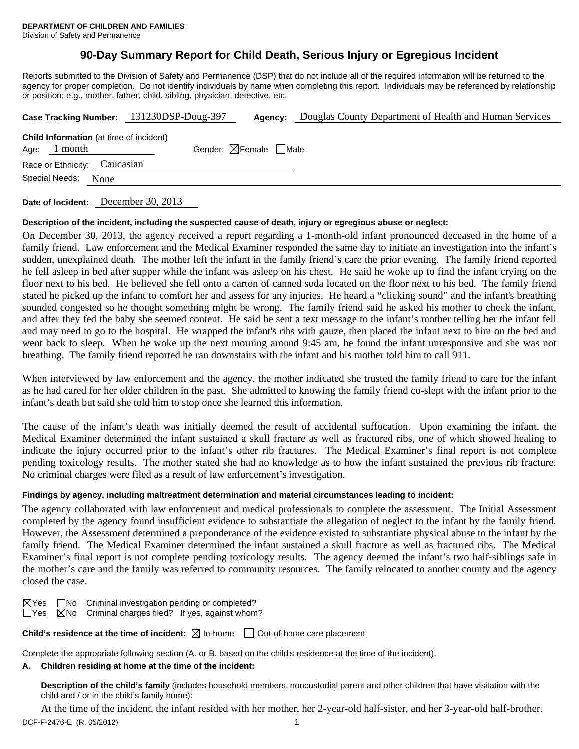**DEPARTMENT OF CHILDREN AND FAMILIES**
Division of Safety and Permanence

# 90-Day Summary Report for Child Death, Serious Injury or Egregious Incident

Reports submitted to the Division of Safety and Permanence (DSP) that do not include all of the required information will be returned to the agency for proper completion. Do not identify individuals by name when completing this report. Individuals may be referenced by relationship or position; e.g., mother, father, child, sibling, physician, detective, etc.

**Case Tracking Number:** 131230DSP-Doug-397 **Agency:** Douglas County Department of Health and Human Services

**Child Information** (at time of incident)
Age: 1 month Gender: ☒Female ☐Male
Race or Ethnicity: Caucasian
Special Needs: None

**Date of Incident:** December 30, 2013

**Description of the incident, including the suspected cause of death, injury or egregious abuse or neglect:**

On December 30, 2013, the agency received a report regarding a 1-month-old infant pronounced deceased in the home of a family friend. Law enforcement and the Medical Examiner responded the same day to initiate an investigation into the infant's sudden, unexplained death. The mother left the infant in the family friend's care the prior evening. The family friend reported he fell asleep in bed after supper while the infant was asleep on his chest. He said he woke up to find the infant crying on the floor next to his bed. He believed she fell onto a carton of canned soda located on the floor next to his bed. The family friend stated he picked up the infant to comfort her and assess for any injuries. He heard a "clicking sound" and the infant's breathing sounded congested so he thought something might be wrong. The family friend said he asked his mother to check the infant, and after they fed the baby she seemed content. He said he sent a text message to the infant's mother telling her the infant fell and may need to go to the hospital. He wrapped the infant's ribs with gauze, then placed the infant next to him on the bed and went back to sleep. When he woke up the next morning around 9:45 am, he found the infant unresponsive and she was not breathing. The family friend reported he ran downstairs with the infant and his mother told him to call 911.

When interviewed by law enforcement and the agency, the mother indicated she trusted the family friend to care for the infant as he had cared for her older children in the past. She admitted to knowing the family friend co-slept with the infant prior to the infant's death but said she told him to stop once she learned this information.

The cause of the infant's death was initially deemed the result of accidental suffocation. Upon examining the infant, the Medical Examiner determined the infant sustained a skull fracture as well as fractured ribs, one of which showed healing to indicate the injury occurred prior to the infant's other rib fractures. The Medical Examiner's final report is not complete pending toxicology results. The mother stated she had no knowledge as to how the infant sustained the previous rib fracture. No criminal charges were filed as a result of law enforcement's investigation.

**Findings by agency, including maltreatment determination and material circumstances leading to incident:**

The agency collaborated with law enforcement and medical professionals to complete the assessment. The Initial Assessment completed by the agency found insufficient evidence to substantiate the allegation of neglect to the infant by the family friend. However, the Assessment determined a preponderance of the evidence existed to substantiate physical abuse to the infant by the family friend. The Medical Examiner determined the infant sustained a skull fracture as well as fractured ribs. The Medical Examiner's final report is not complete pending toxicology results. The agency deemed the infant's two half-siblings safe in the mother's care and the family was referred to community resources. The family relocated to another county and the agency closed the case.

☒Yes ☐No Criminal investigation pending or completed?
☐Yes ☒No Criminal charges filed? If yes, against whom?

**Child's residence at the time of incident:** ☒ In-home ☐ Out-of-home care placement

Complete the appropriate following section (A. or B. based on the child's residence at the time of the incident).

**A. Children residing at home at the time of the incident:**

**Description of the child's family** (includes household members, noncustodial parent and other children that have visitation with the child and / or in the child's family home):

At the time of the incident, the infant resided with her mother, her 2-year-old half-sister, and her 3-year-old half-brother.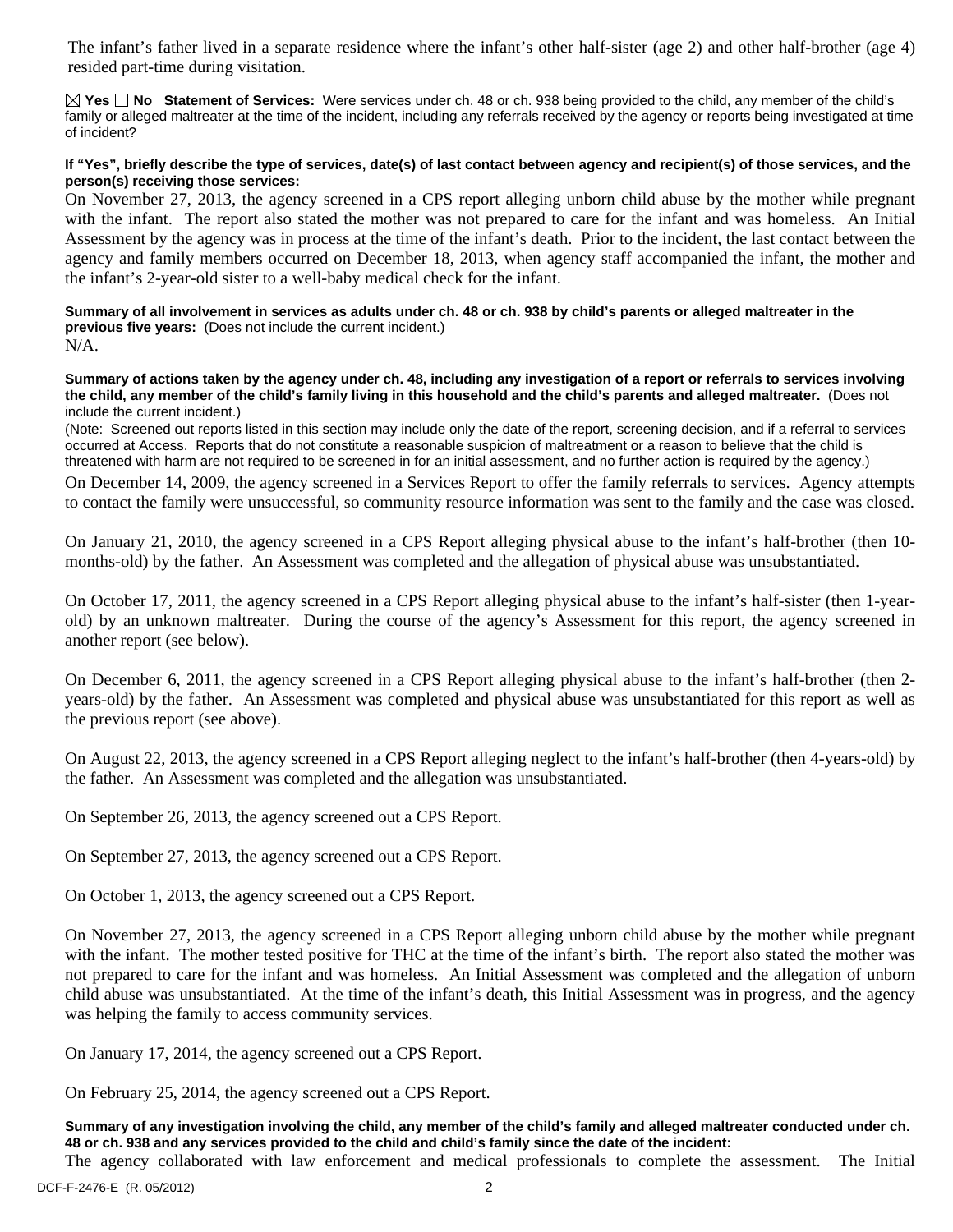The infant's father lived in a separate residence where the infant's other half-sister (age 2) and other half-brother (age 4) resided part-time during visitation.

☒ **Yes** ☐ **No** **Statement of Services:** Were services under ch. 48 or ch. 938 being provided to the child, any member of the child's family or alleged maltreater at the time of the incident, including any referrals received by the agency or reports being investigated at time of incident?

**If "Yes", briefly describe the type of services, date(s) of last contact between agency and recipient(s) of those services, and the person(s) receiving those services:**

On November 27, 2013, the agency screened in a CPS report alleging unborn child abuse by the mother while pregnant with the infant. The report also stated the mother was not prepared to care for the infant and was homeless. An Initial Assessment by the agency was in process at the time of the infant's death. Prior to the incident, the last contact between the agency and family members occurred on December 18, 2013, when agency staff accompanied the infant, the mother and the infant's 2-year-old sister to a well-baby medical check for the infant.

**Summary of all involvement in services as adults under ch. 48 or ch. 938 by child's parents or alleged maltreater in the previous five years:** (Does not include the current incident.)

N/A.

**Summary of actions taken by the agency under ch. 48, including any investigation of a report or referrals to services involving the child, any member of the child's family living in this household and the child's parents and alleged maltreater.** (Does not include the current incident.)

(Note: Screened out reports listed in this section may include only the date of the report, screening decision, and if a referral to services occurred at Access. Reports that do not constitute a reasonable suspicion of maltreatment or a reason to believe that the child is threatened with harm are not required to be screened in for an initial assessment, and no further action is required by the agency.)

On December 14, 2009, the agency screened in a Services Report to offer the family referrals to services. Agency attempts to contact the family were unsuccessful, so community resource information was sent to the family and the case was closed.

On January 21, 2010, the agency screened in a CPS Report alleging physical abuse to the infant's half-brother (then 10-months-old) by the father. An Assessment was completed and the allegation of physical abuse was unsubstantiated.

On October 17, 2011, the agency screened in a CPS Report alleging physical abuse to the infant's half-sister (then 1-year-old) by an unknown maltreater. During the course of the agency's Assessment for this report, the agency screened in another report (see below).

On December 6, 2011, the agency screened in a CPS Report alleging physical abuse to the infant's half-brother (then 2-years-old) by the father. An Assessment was completed and physical abuse was unsubstantiated for this report as well as the previous report (see above).

On August 22, 2013, the agency screened in a CPS Report alleging neglect to the infant's half-brother (then 4-years-old) by the father. An Assessment was completed and the allegation was unsubstantiated.

On September 26, 2013, the agency screened out a CPS Report.

On September 27, 2013, the agency screened out a CPS Report.

On October 1, 2013, the agency screened out a CPS Report.

On November 27, 2013, the agency screened in a CPS Report alleging unborn child abuse by the mother while pregnant with the infant. The mother tested positive for THC at the time of the infant's birth. The report also stated the mother was not prepared to care for the infant and was homeless. An Initial Assessment was completed and the allegation of unborn child abuse was unsubstantiated. At the time of the infant's death, this Initial Assessment was in progress, and the agency was helping the family to access community services.

On January 17, 2014, the agency screened out a CPS Report.

On February 25, 2014, the agency screened out a CPS Report.

**Summary of any investigation involving the child, any member of the child's family and alleged maltreater conducted under ch. 48 or ch. 938 and any services provided to the child and child's family since the date of the incident:**

The agency collaborated with law enforcement and medical professionals to complete the assessment. The Initial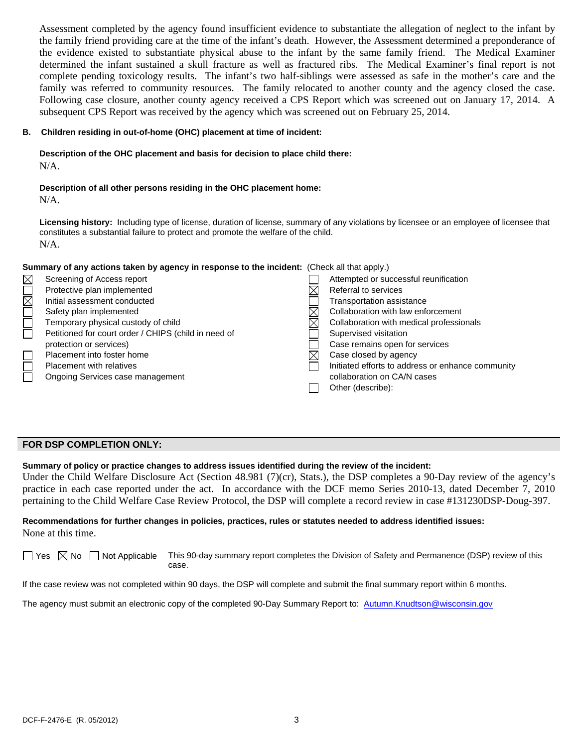Assessment completed by the agency found insufficient evidence to substantiate the allegation of neglect to the infant by the family friend providing care at the time of the infant's death. However, the Assessment determined a preponderance of the evidence existed to substantiate physical abuse to the infant by the same family friend. The Medical Examiner determined the infant sustained a skull fracture as well as fractured ribs. The Medical Examiner's final report is not complete pending toxicology results. The infant's two half-siblings were assessed as safe in the mother's care and the family was referred to community resources. The family relocated to another county and the agency closed the case. Following case closure, another county agency received a CPS Report which was screened out on January 17, 2014. A subsequent CPS Report was received by the agency which was screened out on February 25, 2014.

**B. Children residing in out-of-home (OHC) placement at time of incident:**

**Description of the OHC placement and basis for decision to place child there:**
N/A.

**Description of all other persons residing in the OHC placement home:**
N/A.

**Licensing history:** Including type of license, duration of license, summary of any violations by licensee or an employee of licensee that constitutes a substantial failure to protect and promote the welfare of the child.
N/A.

**Summary of any actions taken by agency in response to the incident:** (Check all that apply.)

- ☒ Screening of Access report
- ☐ Protective plan implemented
- ☒ Initial assessment conducted
- ☐ Safety plan implemented
- ☐ Temporary physical custody of child
- ☐ Petitioned for court order / CHIPS (child in need of protection or services)
- ☐ Placement into foster home
- ☐ Placement with relatives
- ☐ Ongoing Services case management
- ☐ Attempted or successful reunification
- ☒ Referral to services
- ☐ Transportation assistance
- ☒ Collaboration with law enforcement
- ☒ Collaboration with medical professionals
- ☐ Supervised visitation
- ☐ Case remains open for services
- ☒ Case closed by agency
- ☐ Initiated efforts to address or enhance community collaboration on CA/N cases
- ☐ Other (describe):

## FOR DSP COMPLETION ONLY:

**Summary of policy or practice changes to address issues identified during the review of the incident:**
Under the Child Welfare Disclosure Act (Section 48.981 (7)(cr), Stats.), the DSP completes a 90-Day review of the agency's practice in each case reported under the act. In accordance with the DCF memo Series 2010-13, dated December 7, 2010 pertaining to the Child Welfare Case Review Protocol, the DSP will complete a record review in case #131230DSP-Doug-397.

**Recommendations for further changes in policies, practices, rules or statutes needed to address identified issues:**
None at this time.

☐ Yes ☒ No ☐ Not Applicable This 90-day summary report completes the Division of Safety and Permanence (DSP) review of this case.

If the case review was not completed within 90 days, the DSP will complete and submit the final summary report within 6 months.

The agency must submit an electronic copy of the completed 90-Day Summary Report to: Autumn.Knudtson@wisconsin.gov

DCF-F-2476-E (R. 05/2012)